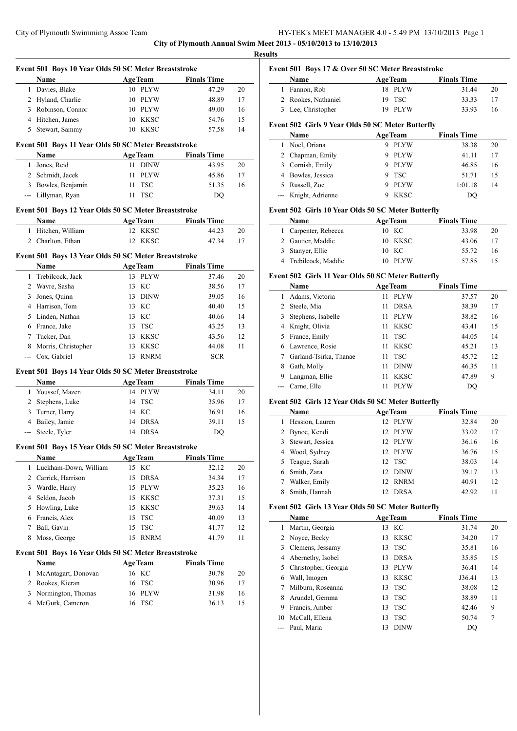**City of Plymouth Annual Swim Meet 2013 - 05/10/2013 to 13/10/2013**

**Results**

### Event 501 Boys 10 Year Olds 50 SC Meter Breaststroke

| | Name | Age | Team | Finals Time | |
|---|---|---|---|---|---|
| 1 | Davies, Blake | 10 | PLYW | 47.29 | 20 |
| 2 | Hyland, Charlie | 10 | PLYW | 48.89 | 17 |
| 3 | Robinson, Connor | 10 | PLYW | 49.00 | 16 |
| 4 | Hitchen, James | 10 | KKSC | 54.76 | 15 |
| 5 | Stewart, Sammy | 10 | KKSC | 57.58 | 14 |

### Event 501 Boys 11 Year Olds 50 SC Meter Breaststroke

| | Name | Age | Team | Finals Time | |
|---|---|---|---|---|---|
| 1 | Jones, Reid | 11 | DINW | 43.95 | 20 |
| 2 | Schmidt, Jacek | 11 | PLYW | 45.86 | 17 |
| 3 | Bowles, Benjamin | 11 | TSC | 51.35 | 16 |
| --- | Lillyman, Ryan | 11 | TSC | DQ | |

### Event 501 Boys 12 Year Olds 50 SC Meter Breaststroke

| | Name | Age | Team | Finals Time | |
|---|---|---|---|---|---|
| 1 | Hitchen, William | 12 | KKSC | 44.23 | 20 |
| 2 | Charlton, Ethan | 12 | KKSC | 47.34 | 17 |

### Event 501 Boys 13 Year Olds 50 SC Meter Breaststroke

| | Name | Age | Team | Finals Time | |
|---|---|---|---|---|---|
| 1 | Trebilcock, Jack | 13 | PLYW | 37.46 | 20 |
| 2 | Wavre, Sasha | 13 | KC | 38.56 | 17 |
| 3 | Jones, Quinn | 13 | DINW | 39.05 | 16 |
| 4 | Harrison, Tom | 13 | KC | 40.40 | 15 |
| 5 | Linden, Nathan | 13 | KC | 40.66 | 14 |
| 6 | France, Jake | 13 | TSC | 43.25 | 13 |
| 7 | Tucker, Dan | 13 | KKSC | 43.56 | 12 |
| 8 | Morris, Christopher | 13 | KKSC | 44.08 | 11 |
| --- | Cox, Gabriel | 13 | RNRM | SCR | |

### Event 501 Boys 14 Year Olds 50 SC Meter Breaststroke

| | Name | Age | Team | Finals Time | |
|---|---|---|---|---|---|
| 1 | Youssef, Mazen | 14 | PLYW | 34.11 | 20 |
| 2 | Stephens, Luke | 14 | TSC | 35.96 | 17 |
| 3 | Turner, Harry | 14 | KC | 36.91 | 16 |
| 4 | Bailey, Jamie | 14 | DRSA | 39.11 | 15 |
| --- | Steele, Tyler | 14 | DRSA | DQ | |

### Event 501 Boys 15 Year Olds 50 SC Meter Breaststroke

| | Name | Age | Team | Finals Time | |
|---|---|---|---|---|---|
| 1 | Luckham-Down, William | 15 | KC | 32.12 | 20 |
| 2 | Carrick, Harrison | 15 | DRSA | 34.34 | 17 |
| 3 | Wardle, Harry | 15 | PLYW | 35.23 | 16 |
| 4 | Seldon, Jacob | 15 | KKSC | 37.31 | 15 |
| 5 | Howling, Luke | 15 | KKSC | 39.63 | 14 |
| 6 | Francis, Alex | 15 | TSC | 40.09 | 13 |
| 7 | Ball, Gavin | 15 | TSC | 41.77 | 12 |
| 8 | Moss, George | 15 | RNRM | 41.79 | 11 |

### Event 501 Boys 16 Year Olds 50 SC Meter Breaststroke

| | Name | Age | Team | Finals Time | |
|---|---|---|---|---|---|
| 1 | McAntagart, Donovan | 16 | KC | 30.78 | 20 |
| 2 | Rookes, Kieran | 16 | TSC | 30.96 | 17 |
| 3 | Normington, Thomas | 16 | PLYW | 31.98 | 16 |
| 4 | McGurk, Cameron | 16 | TSC | 36.13 | 15 |

### Event 501 Boys 17 & Over 50 SC Meter Breaststroke

| | Name | Age | Team | Finals Time | |
|---|---|---|---|---|---|
| 1 | Fannon, Rob | 18 | PLYW | 31.44 | 20 |
| 2 | Rookes, Nathaniel | 19 | TSC | 33.33 | 17 |
| 3 | Lee, Christopher | 19 | PLYW | 33.93 | 16 |

### Event 502 Girls 9 Year Olds 50 SC Meter Butterfly

| | Name | Age | Team | Finals Time | |
|---|---|---|---|---|---|
| 1 | Noel, Oriana | 9 | PLYW | 38.38 | 20 |
| 2 | Chapman, Emily | 9 | PLYW | 41.11 | 17 |
| 3 | Cornish, Emily | 9 | PLYW | 46.85 | 16 |
| 4 | Bowles, Jessica | 9 | TSC | 51.71 | 15 |
| 5 | Russell, Zoe | 9 | PLYW | 1:01.18 | 14 |
| --- | Knight, Adrienne | 9 | KKSC | DQ | |

### Event 502 Girls 10 Year Olds 50 SC Meter Butterfly

| | Name | Age | Team | Finals Time | |
|---|---|---|---|---|---|
| 1 | Carpenter, Rebecca | 10 | KC | 33.98 | 20 |
| 2 | Gautier, Maddie | 10 | KKSC | 43.06 | 17 |
| 3 | Stanyer, Ellie | 10 | KC | 55.72 | 16 |
| 4 | Trebilcock, Maddie | 10 | PLYW | 57.85 | 15 |

### Event 502 Girls 11 Year Olds 50 SC Meter Butterfly

| | Name | Age | Team | Finals Time | |
|---|---|---|---|---|---|
| 1 | Adams, Victoria | 11 | PLYW | 37.57 | 20 |
| 2 | Steele, Mia | 11 | DRSA | 38.39 | 17 |
| 3 | Stephens, Isabelle | 11 | PLYW | 38.82 | 16 |
| 4 | Knight, Olivia | 11 | KKSC | 43.41 | 15 |
| 5 | France, Emily | 11 | TSC | 44.05 | 14 |
| 6 | Lawrence, Rosie | 11 | KKSC | 45.21 | 13 |
| 7 | Garland-Tsirka, Thanae | 11 | TSC | 45.72 | 12 |
| 8 | Gath, Molly | 11 | DINW | 46.35 | 11 |
| 9 | Langman, Ellie | 11 | KKSC | 47.89 | 9 |
| --- | Carne, Elle | 11 | PLYW | DQ | |

### Event 502 Girls 12 Year Olds 50 SC Meter Butterfly

| | Name | Age | Team | Finals Time | |
|---|---|---|---|---|---|
| 1 | Hession, Lauren | 12 | PLYW | 32.84 | 20 |
| 2 | Bynoe, Kendi | 12 | PLYW | 33.02 | 17 |
| 3 | Stewart, Jessica | 12 | PLYW | 36.16 | 16 |
| 4 | Wood, Sydney | 12 | PLYW | 36.76 | 15 |
| 5 | Teague, Sarah | 12 | TSC | 38.03 | 14 |
| 6 | Smith, Zara | 12 | DINW | 39.17 | 13 |
| 7 | Walker, Emily | 12 | RNRM | 40.91 | 12 |
| 8 | Smith, Hannah | 12 | DRSA | 42.92 | 11 |

### Event 502 Girls 13 Year Olds 50 SC Meter Butterfly

| | Name | Age | Team | Finals Time | |
|---|---|---|---|---|---|
| 1 | Martin, Georgia | 13 | KC | 31.74 | 20 |
| 2 | Noyce, Becky | 13 | KKSC | 34.20 | 17 |
| 3 | Clemens, Jessamy | 13 | TSC | 35.81 | 16 |
| 4 | Abernethy, Isobel | 13 | DRSA | 35.85 | 15 |
| 5 | Christopher, Georgia | 13 | PLYW | 36.41 | 14 |
| 6 | Wall, Imogen | 13 | KKSC | J36.41 | 13 |
| 7 | Milburn, Roseanna | 13 | TSC | 38.08 | 12 |
| 8 | Arundel, Gemma | 13 | TSC | 38.89 | 11 |
| 9 | Francis, Amber | 13 | TSC | 42.46 | 9 |
| 10 | McCall, Ellena | 13 | TSC | 50.74 | 7 |
| --- | Paul, Maria | 13 | DINW | DQ | |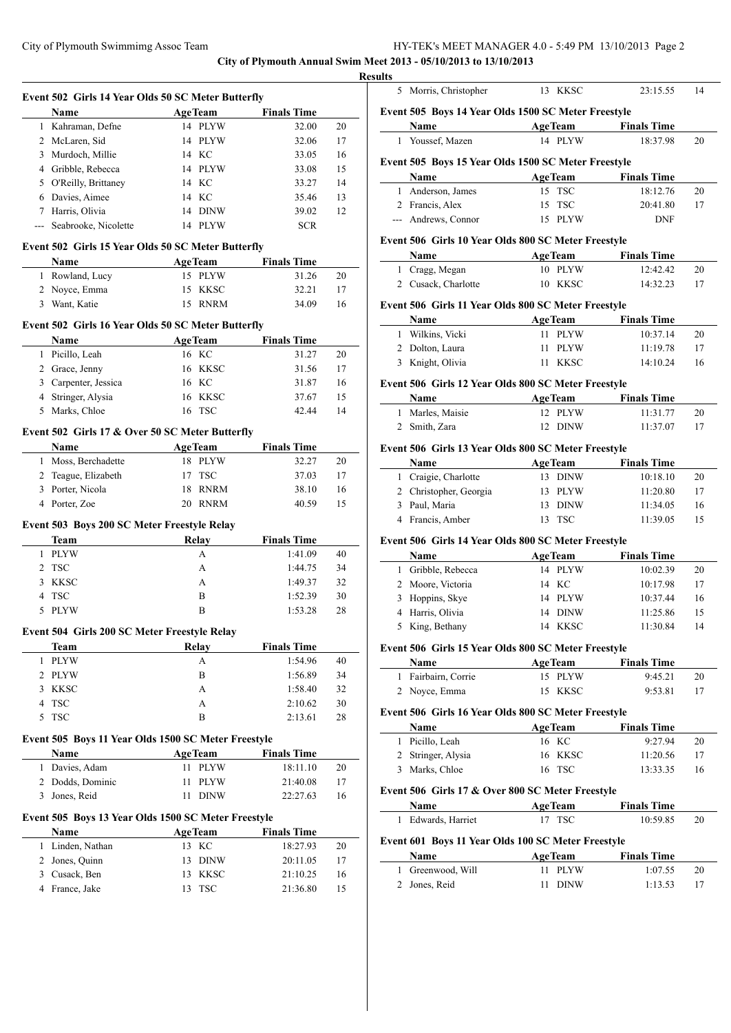### Event 502 Girls 14 Year Olds 50 SC Meter Butterfly

| | Name | Age | Team | Finals Time | |
|---|---|---|---|---|---|
| 1 | Kahraman, Defne | 14 | PLYW | 32.00 | 20 |
| 2 | McLaren, Sid | 14 | PLYW | 32.06 | 17 |
| 3 | Murdoch, Millie | 14 | KC | 33.05 | 16 |
| 4 | Gribble, Rebecca | 14 | PLYW | 33.08 | 15 |
| 5 | O'Reilly, Brittaney | 14 | KC | 33.27 | 14 |
| 6 | Davies, Aimee | 14 | KC | 35.46 | 13 |
| 7 | Harris, Olivia | 14 | DINW | 39.02 | 12 |
| --- | Seabrooke, Nicolette | 14 | PLYW | SCR | |

### Event 502 Girls 15 Year Olds 50 SC Meter Butterfly

| | Name | Age | Team | Finals Time | |
|---|---|---|---|---|---|
| 1 | Rowland, Lucy | 15 | PLYW | 31.26 | 20 |
| 2 | Noyce, Emma | 15 | KKSC | 32.21 | 17 |
| 3 | Want, Katie | 15 | RNRM | 34.09 | 16 |

### Event 502 Girls 16 Year Olds 50 SC Meter Butterfly

| | Name | Age | Team | Finals Time | |
|---|---|---|---|---|---|
| 1 | Picillo, Leah | 16 | KC | 31.27 | 20 |
| 2 | Grace, Jenny | 16 | KKSC | 31.56 | 17 |
| 3 | Carpenter, Jessica | 16 | KC | 31.87 | 16 |
| 4 | Stringer, Alysia | 16 | KKSC | 37.67 | 15 |
| 5 | Marks, Chloe | 16 | TSC | 42.44 | 14 |

### Event 502 Girls 17 & Over 50 SC Meter Butterfly

| | Name | Age | Team | Finals Time | |
|---|---|---|---|---|---|
| 1 | Moss, Berchadette | 18 | PLYW | 32.27 | 20 |
| 2 | Teague, Elizabeth | 17 | TSC | 37.03 | 17 |
| 3 | Porter, Nicola | 18 | RNRM | 38.10 | 16 |
| 4 | Porter, Zoe | 20 | RNRM | 40.59 | 15 |

### Event 503 Boys 200 SC Meter Freestyle Relay

| | Team | Relay | Finals Time | |
|---|---|---|---|---|
| 1 | PLYW | A | 1:41.09 | 40 |
| 2 | TSC | A | 1:44.75 | 34 |
| 3 | KKSC | A | 1:49.37 | 32 |
| 4 | TSC | B | 1:52.39 | 30 |
| 5 | PLYW | B | 1:53.28 | 28 |

### Event 504 Girls 200 SC Meter Freestyle Relay

| | Team | Relay | Finals Time | |
|---|---|---|---|---|
| 1 | PLYW | A | 1:54.96 | 40 |
| 2 | PLYW | B | 1:56.89 | 34 |
| 3 | KKSC | A | 1:58.40 | 32 |
| 4 | TSC | A | 2:10.62 | 30 |
| 5 | TSC | B | 2:13.61 | 28 |

### Event 505 Boys 11 Year Olds 1500 SC Meter Freestyle

| | Name | Age | Team | Finals Time | |
|---|---|---|---|---|---|
| 1 | Davies, Adam | 11 | PLYW | 18:11.10 | 20 |
| 2 | Dodds, Dominic | 11 | PLYW | 21:40.08 | 17 |
| 3 | Jones, Reid | 11 | DINW | 22:27.63 | 16 |

### Event 505 Boys 13 Year Olds 1500 SC Meter Freestyle

| | Name | Age | Team | Finals Time | |
|---|---|---|---|---|---|
| 1 | Linden, Nathan | 13 | KC | 18:27.93 | 20 |
| 2 | Jones, Quinn | 13 | DINW | 20:11.05 | 17 |
| 3 | Cusack, Ben | 13 | KKSC | 21:10.25 | 16 |
| 4 | France, Jake | 13 | TSC | 21:36.80 | 15 |
| 5 | Morris, Christopher | 13 | KKSC | 23:15.55 | 14 |

### Event 505 Boys 14 Year Olds 1500 SC Meter Freestyle

| | Name | Age | Team | Finals Time | |
|---|---|---|---|---|---|
| 1 | Youssef, Mazen | 14 | PLYW | 18:37.98 | 20 |

### Event 505 Boys 15 Year Olds 1500 SC Meter Freestyle

| | Name | Age | Team | Finals Time | |
|---|---|---|---|---|---|
| 1 | Anderson, James | 15 | TSC | 18:12.76 | 20 |
| 2 | Francis, Alex | 15 | TSC | 20:41.80 | 17 |
| --- | Andrews, Connor | 15 | PLYW | DNF | |

### Event 506 Girls 10 Year Olds 800 SC Meter Freestyle

| | Name | Age | Team | Finals Time | |
|---|---|---|---|---|---|
| 1 | Cragg, Megan | 10 | PLYW | 12:42.42 | 20 |
| 2 | Cusack, Charlotte | 10 | KKSC | 14:32.23 | 17 |

### Event 506 Girls 11 Year Olds 800 SC Meter Freestyle

| | Name | Age | Team | Finals Time | |
|---|---|---|---|---|---|
| 1 | Wilkins, Vicki | 11 | PLYW | 10:37.14 | 20 |
| 2 | Dolton, Laura | 11 | PLYW | 11:19.78 | 17 |
| 3 | Knight, Olivia | 11 | KKSC | 14:10.24 | 16 |

### Event 506 Girls 12 Year Olds 800 SC Meter Freestyle

| | Name | Age | Team | Finals Time | |
|---|---|---|---|---|---|
| 1 | Marles, Maisie | 12 | PLYW | 11:31.77 | 20 |
| 2 | Smith, Zara | 12 | DINW | 11:37.07 | 17 |

### Event 506 Girls 13 Year Olds 800 SC Meter Freestyle

| | Name | Age | Team | Finals Time | |
|---|---|---|---|---|---|
| 1 | Craigie, Charlotte | 13 | DINW | 10:18.10 | 20 |
| 2 | Christopher, Georgia | 13 | PLYW | 11:20.80 | 17 |
| 3 | Paul, Maria | 13 | DINW | 11:34.05 | 16 |
| 4 | Francis, Amber | 13 | TSC | 11:39.05 | 15 |

### Event 506 Girls 14 Year Olds 800 SC Meter Freestyle

| | Name | Age | Team | Finals Time | |
|---|---|---|---|---|---|
| 1 | Gribble, Rebecca | 14 | PLYW | 10:02.39 | 20 |
| 2 | Moore, Victoria | 14 | KC | 10:17.98 | 17 |
| 3 | Hoppins, Skye | 14 | PLYW | 10:37.44 | 16 |
| 4 | Harris, Olivia | 14 | DINW | 11:25.86 | 15 |
| 5 | King, Bethany | 14 | KKSC | 11:30.84 | 14 |

### Event 506 Girls 15 Year Olds 800 SC Meter Freestyle

| | Name | Age | Team | Finals Time | |
|---|---|---|---|---|---|
| 1 | Fairbairn, Corrie | 15 | PLYW | 9:45.21 | 20 |
| 2 | Noyce, Emma | 15 | KKSC | 9:53.81 | 17 |

### Event 506 Girls 16 Year Olds 800 SC Meter Freestyle

| | Name | Age | Team | Finals Time | |
|---|---|---|---|---|---|
| 1 | Picillo, Leah | 16 | KC | 9:27.94 | 20 |
| 2 | Stringer, Alysia | 16 | KKSC | 11:20.56 | 17 |
| 3 | Marks, Chloe | 16 | TSC | 13:33.35 | 16 |

### Event 506 Girls 17 & Over 800 SC Meter Freestyle

| | Name | Age | Team | Finals Time | |
|---|---|---|---|---|---|
| 1 | Edwards, Harriet | 17 | TSC | 10:59.85 | 20 |

### Event 601 Boys 11 Year Olds 100 SC Meter Freestyle

| | Name | Age | Team | Finals Time | |
|---|---|---|---|---|---|
| 1 | Greenwood, Will | 11 | PLYW | 1:07.55 | 20 |
| 2 | Jones, Reid | 11 | DINW | 1:13.53 | 17 |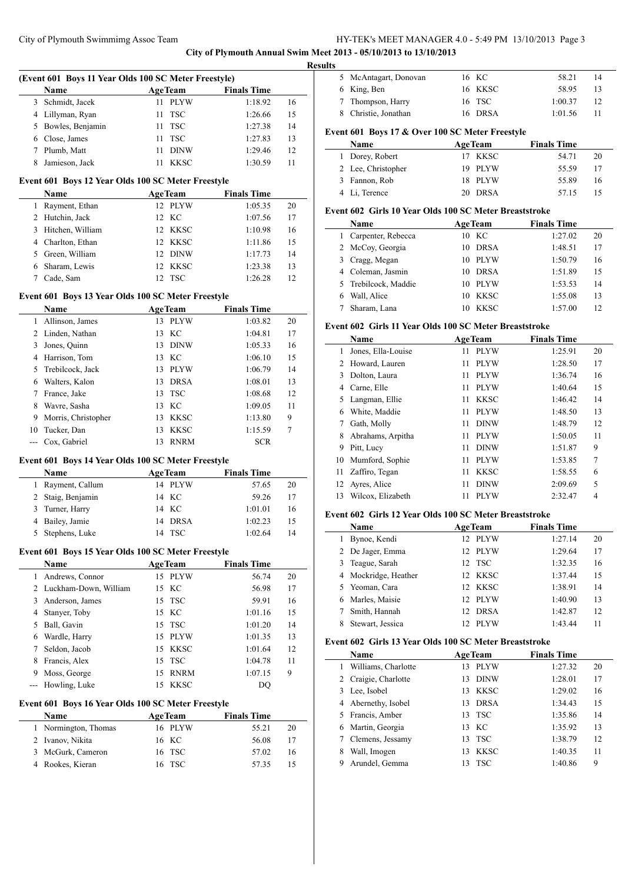**City of Plymouth Annual Swim Meet 2013 - 05/10/2013 to 13/10/2013**

**Results**

**(Event 601 Boys 11 Year Olds 100 SC Meter Freestyle)**

| | Name | Age | Team | Finals Time | |
|---|---|---|---|---|---|
| 3 | Schmidt, Jacek | 11 | PLYW | 1:18.92 | 16 |
| 4 | Lillyman, Ryan | 11 | TSC | 1:26.66 | 15 |
| 5 | Bowles, Benjamin | 11 | TSC | 1:27.38 | 14 |
| 6 | Close, James | 11 | TSC | 1:27.83 | 13 |
| 7 | Plumb, Matt | 11 | DINW | 1:29.46 | 12 |
| 8 | Jamieson, Jack | 11 | KKSC | 1:30.59 | 11 |

**Event 601 Boys 12 Year Olds 100 SC Meter Freestyle**

| | Name | Age | Team | Finals Time | |
|---|---|---|---|---|---|
| 1 | Rayment, Ethan | 12 | PLYW | 1:05.35 | 20 |
| 2 | Hutchin, Jack | 12 | KC | 1:07.56 | 17 |
| 3 | Hitchen, William | 12 | KKSC | 1:10.98 | 16 |
| 4 | Charlton, Ethan | 12 | KKSC | 1:11.86 | 15 |
| 5 | Green, William | 12 | DINW | 1:17.73 | 14 |
| 6 | Sharam, Lewis | 12 | KKSC | 1:23.38 | 13 |
| 7 | Cade, Sam | 12 | TSC | 1:26.28 | 12 |

**Event 601 Boys 13 Year Olds 100 SC Meter Freestyle**

| | Name | Age | Team | Finals Time | |
|---|---|---|---|---|---|
| 1 | Allinson, James | 13 | PLYW | 1:03.82 | 20 |
| 2 | Linden, Nathan | 13 | KC | 1:04.81 | 17 |
| 3 | Jones, Quinn | 13 | DINW | 1:05.33 | 16 |
| 4 | Harrison, Tom | 13 | KC | 1:06.10 | 15 |
| 5 | Trebilcock, Jack | 13 | PLYW | 1:06.79 | 14 |
| 6 | Walters, Kalon | 13 | DRSA | 1:08.01 | 13 |
| 7 | France, Jake | 13 | TSC | 1:08.68 | 12 |
| 8 | Wavre, Sasha | 13 | KC | 1:09.05 | 11 |
| 9 | Morris, Christopher | 13 | KKSC | 1:13.80 | 9 |
| 10 | Tucker, Dan | 13 | KKSC | 1:15.59 | 7 |
| --- | Cox, Gabriel | 13 | RNRM | SCR | |

**Event 601 Boys 14 Year Olds 100 SC Meter Freestyle**

| | Name | Age | Team | Finals Time | |
|---|---|---|---|---|---|
| 1 | Rayment, Callum | 14 | PLYW | 57.65 | 20 |
| 2 | Staig, Benjamin | 14 | KC | 59.26 | 17 |
| 3 | Turner, Harry | 14 | KC | 1:01.01 | 16 |
| 4 | Bailey, Jamie | 14 | DRSA | 1:02.23 | 15 |
| 5 | Stephens, Luke | 14 | TSC | 1:02.64 | 14 |

**Event 601 Boys 15 Year Olds 100 SC Meter Freestyle**

| | Name | Age | Team | Finals Time | |
|---|---|---|---|---|---|
| 1 | Andrews, Connor | 15 | PLYW | 56.74 | 20 |
| 2 | Luckham-Down, William | 15 | KC | 56.98 | 17 |
| 3 | Anderson, James | 15 | TSC | 59.91 | 16 |
| 4 | Stanyer, Toby | 15 | KC | 1:01.16 | 15 |
| 5 | Ball, Gavin | 15 | TSC | 1:01.20 | 14 |
| 6 | Wardle, Harry | 15 | PLYW | 1:01.35 | 13 |
| 7 | Seldon, Jacob | 15 | KKSC | 1:01.64 | 12 |
| 8 | Francis, Alex | 15 | TSC | 1:04.78 | 11 |
| 9 | Moss, George | 15 | RNRM | 1:07.15 | 9 |
| --- | Howling, Luke | 15 | KKSC | DQ | |

**Event 601 Boys 16 Year Olds 100 SC Meter Freestyle**

| | Name | Age | Team | Finals Time | |
|---|---|---|---|---|---|
| 1 | Normington, Thomas | 16 | PLYW | 55.21 | 20 |
| 2 | Ivanov, Nikita | 16 | KC | 56.08 | 17 |
| 3 | McGurk, Cameron | 16 | TSC | 57.02 | 16 |
| 4 | Rookes, Kieran | 16 | TSC | 57.35 | 15 |
| 5 | McAntagart, Donovan | 16 | KC | 58.21 | 14 |
| 6 | King, Ben | 16 | KKSC | 58.95 | 13 |
| 7 | Thompson, Harry | 16 | TSC | 1:00.37 | 12 |
| 8 | Christie, Jonathan | 16 | DRSA | 1:01.56 | 11 |

**Event 601 Boys 17 & Over 100 SC Meter Freestyle**

| | Name | Age | Team | Finals Time | |
|---|---|---|---|---|---|
| 1 | Dorey, Robert | 17 | KKSC | 54.71 | 20 |
| 2 | Lee, Christopher | 19 | PLYW | 55.59 | 17 |
| 3 | Fannon, Rob | 18 | PLYW | 55.89 | 16 |
| 4 | Li, Terence | 20 | DRSA | 57.15 | 15 |

**Event 602 Girls 10 Year Olds 100 SC Meter Breaststroke**

| | Name | Age | Team | Finals Time | |
|---|---|---|---|---|---|
| 1 | Carpenter, Rebecca | 10 | KC | 1:27.02 | 20 |
| 2 | McCoy, Georgia | 10 | DRSA | 1:48.51 | 17 |
| 3 | Cragg, Megan | 10 | PLYW | 1:50.79 | 16 |
| 4 | Coleman, Jasmin | 10 | DRSA | 1:51.89 | 15 |
| 5 | Trebilcock, Maddie | 10 | PLYW | 1:53.53 | 14 |
| 6 | Wall, Alice | 10 | KKSC | 1:55.08 | 13 |
| 7 | Sharam, Lana | 10 | KKSC | 1:57.00 | 12 |

**Event 602 Girls 11 Year Olds 100 SC Meter Breaststroke**

| | Name | Age | Team | Finals Time | |
|---|---|---|---|---|---|
| 1 | Jones, Ella-Louise | 11 | PLYW | 1:25.91 | 20 |
| 2 | Howard, Lauren | 11 | PLYW | 1:28.50 | 17 |
| 3 | Dolton, Laura | 11 | PLYW | 1:36.74 | 16 |
| 4 | Carne, Elle | 11 | PLYW | 1:40.64 | 15 |
| 5 | Langman, Ellie | 11 | KKSC | 1:46.42 | 14 |
| 6 | White, Maddie | 11 | PLYW | 1:48.50 | 13 |
| 7 | Gath, Molly | 11 | DINW | 1:48.79 | 12 |
| 8 | Abrahams, Arpitha | 11 | PLYW | 1:50.05 | 11 |
| 9 | Pitt, Lucy | 11 | DINW | 1:51.87 | 9 |
| 10 | Mumford, Sophie | 11 | PLYW | 1:53.85 | 7 |
| 11 | Zaffiro, Tegan | 11 | KKSC | 1:58.55 | 6 |
| 12 | Ayres, Alice | 11 | DINW | 2:09.69 | 5 |
| 13 | Wilcox, Elizabeth | 11 | PLYW | 2:32.47 | 4 |

**Event 602 Girls 12 Year Olds 100 SC Meter Breaststroke**

| | Name | Age | Team | Finals Time | |
|---|---|---|---|---|---|
| 1 | Bynoe, Kendi | 12 | PLYW | 1:27.14 | 20 |
| 2 | De Jager, Emma | 12 | PLYW | 1:29.64 | 17 |
| 3 | Teague, Sarah | 12 | TSC | 1:32.35 | 16 |
| 4 | Mockridge, Heather | 12 | KKSC | 1:37.44 | 15 |
| 5 | Yeoman, Cara | 12 | KKSC | 1:38.91 | 14 |
| 6 | Marles, Maisie | 12 | PLYW | 1:40.90 | 13 |
| 7 | Smith, Hannah | 12 | DRSA | 1:42.87 | 12 |
| 8 | Stewart, Jessica | 12 | PLYW | 1:43.44 | 11 |

**Event 602 Girls 13 Year Olds 100 SC Meter Breaststroke**

| | Name | Age | Team | Finals Time | |
|---|---|---|---|---|---|
| 1 | Williams, Charlotte | 13 | PLYW | 1:27.32 | 20 |
| 2 | Craigie, Charlotte | 13 | DINW | 1:28.01 | 17 |
| 3 | Lee, Isobel | 13 | KKSC | 1:29.02 | 16 |
| 4 | Abernethy, Isobel | 13 | DRSA | 1:34.43 | 15 |
| 5 | Francis, Amber | 13 | TSC | 1:35.86 | 14 |
| 6 | Martin, Georgia | 13 | KC | 1:35.92 | 13 |
| 7 | Clemens, Jessamy | 13 | TSC | 1:38.79 | 12 |
| 8 | Wall, Imogen | 13 | KKSC | 1:40.35 | 11 |
| 9 | Arundel, Gemma | 13 | TSC | 1:40.86 | 9 |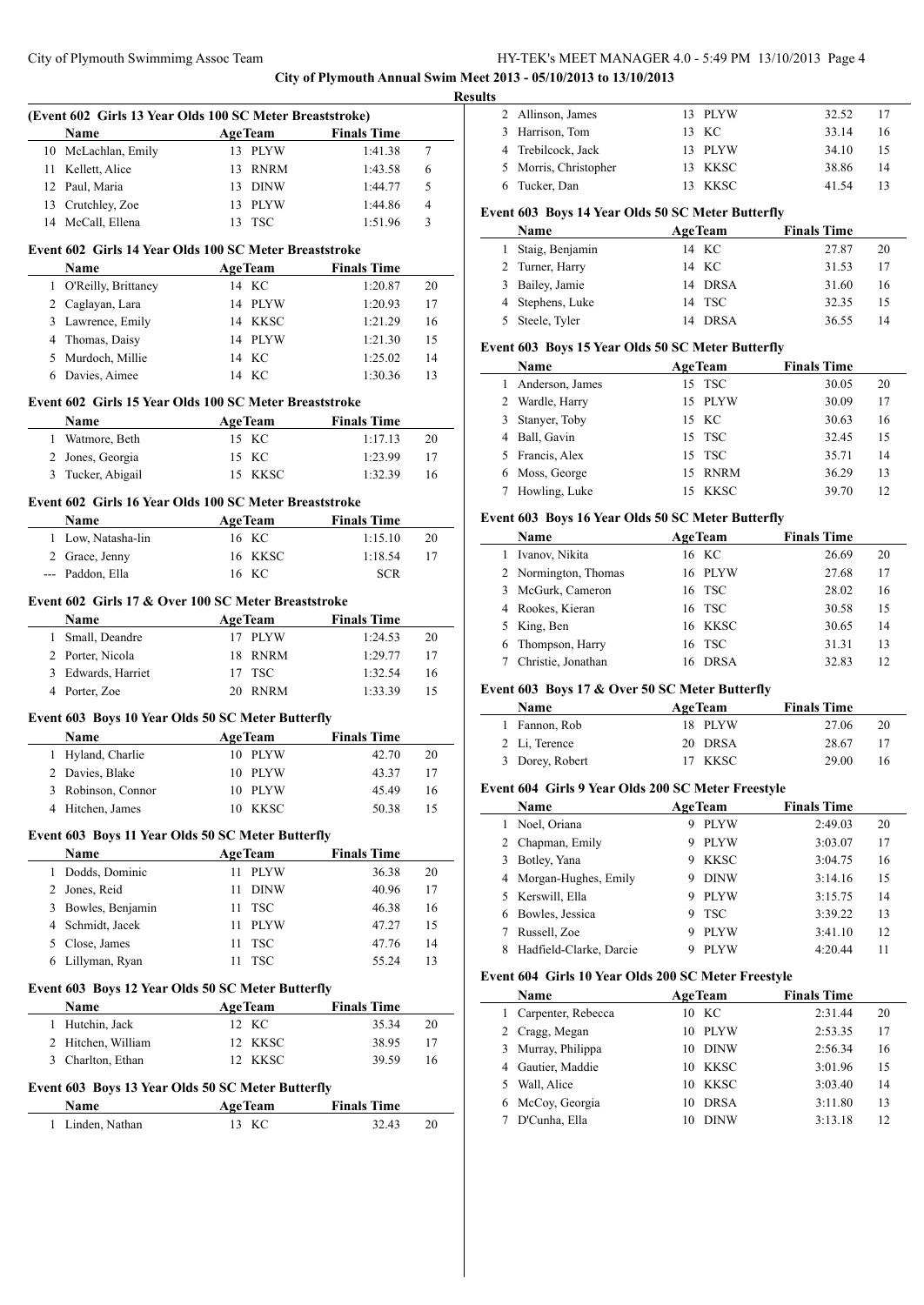**City of Plymouth Annual Swim Meet 2013 - 05/10/2013 to 13/10/2013**

**Results**

### (Event 602 Girls 13 Year Olds 100 SC Meter Breaststroke)

| | Name | Age | Team | Finals Time | |
|---|---|---|---|---|---|
| 10 | McLachlan, Emily | 13 | PLYW | 1:41.38 | 7 |
| 11 | Kellett, Alice | 13 | RNRM | 1:43.58 | 6 |
| 12 | Paul, Maria | 13 | DINW | 1:44.77 | 5 |
| 13 | Crutchley, Zoe | 13 | PLYW | 1:44.86 | 4 |
| 14 | McCall, Ellena | 13 | TSC | 1:51.96 | 3 |

### Event 602 Girls 14 Year Olds 100 SC Meter Breaststroke

| | Name | Age | Team | Finals Time | |
|---|---|---|---|---|---|
| 1 | O'Reilly, Brittaney | 14 | KC | 1:20.87 | 20 |
| 2 | Caglayan, Lara | 14 | PLYW | 1:20.93 | 17 |
| 3 | Lawrence, Emily | 14 | KKSC | 1:21.29 | 16 |
| 4 | Thomas, Daisy | 14 | PLYW | 1:21.30 | 15 |
| 5 | Murdoch, Millie | 14 | KC | 1:25.02 | 14 |
| 6 | Davies, Aimee | 14 | KC | 1:30.36 | 13 |

### Event 602 Girls 15 Year Olds 100 SC Meter Breaststroke

| | Name | Age | Team | Finals Time | |
|---|---|---|---|---|---|
| 1 | Watmore, Beth | 15 | KC | 1:17.13 | 20 |
| 2 | Jones, Georgia | 15 | KC | 1:23.99 | 17 |
| 3 | Tucker, Abigail | 15 | KKSC | 1:32.39 | 16 |

### Event 602 Girls 16 Year Olds 100 SC Meter Breaststroke

| | Name | Age | Team | Finals Time | |
|---|---|---|---|---|---|
| 1 | Low, Natasha-lin | 16 | KC | 1:15.10 | 20 |
| 2 | Grace, Jenny | 16 | KKSC | 1:18.54 | 17 |
| --- | Paddon, Ella | 16 | KC | SCR | |

### Event 602 Girls 17 & Over 100 SC Meter Breaststroke

| | Name | Age | Team | Finals Time | |
|---|---|---|---|---|---|
| 1 | Small, Deandre | 17 | PLYW | 1:24.53 | 20 |
| 2 | Porter, Nicola | 18 | RNRM | 1:29.77 | 17 |
| 3 | Edwards, Harriet | 17 | TSC | 1:32.54 | 16 |
| 4 | Porter, Zoe | 20 | RNRM | 1:33.39 | 15 |

### Event 603 Boys 10 Year Olds 50 SC Meter Butterfly

| | Name | Age | Team | Finals Time | |
|---|---|---|---|---|---|
| 1 | Hyland, Charlie | 10 | PLYW | 42.70 | 20 |
| 2 | Davies, Blake | 10 | PLYW | 43.37 | 17 |
| 3 | Robinson, Connor | 10 | PLYW | 45.49 | 16 |
| 4 | Hitchen, James | 10 | KKSC | 50.38 | 15 |

### Event 603 Boys 11 Year Olds 50 SC Meter Butterfly

| | Name | Age | Team | Finals Time | |
|---|---|---|---|---|---|
| 1 | Dodds, Dominic | 11 | PLYW | 36.38 | 20 |
| 2 | Jones, Reid | 11 | DINW | 40.96 | 17 |
| 3 | Bowles, Benjamin | 11 | TSC | 46.38 | 16 |
| 4 | Schmidt, Jacek | 11 | PLYW | 47.27 | 15 |
| 5 | Close, James | 11 | TSC | 47.76 | 14 |
| 6 | Lillyman, Ryan | 11 | TSC | 55.24 | 13 |

### Event 603 Boys 12 Year Olds 50 SC Meter Butterfly

| | Name | Age | Team | Finals Time | |
|---|---|---|---|---|---|
| 1 | Hutchin, Jack | 12 | KC | 35.34 | 20 |
| 2 | Hitchen, William | 12 | KKSC | 38.95 | 17 |
| 3 | Charlton, Ethan | 12 | KKSC | 39.59 | 16 |

### Event 603 Boys 13 Year Olds 50 SC Meter Butterfly

| | Name | Age | Team | Finals Time | |
|---|---|---|---|---|---|
| 1 | Linden, Nathan | 13 | KC | 32.43 | 20 |
| 2 | Allinson, James | 13 | PLYW | 32.52 | 17 |
| 3 | Harrison, Tom | 13 | KC | 33.14 | 16 |
| 4 | Trebilcock, Jack | 13 | PLYW | 34.10 | 15 |
| 5 | Morris, Christopher | 13 | KKSC | 38.86 | 14 |
| 6 | Tucker, Dan | 13 | KKSC | 41.54 | 13 |

### Event 603 Boys 14 Year Olds 50 SC Meter Butterfly

| | Name | Age | Team | Finals Time | |
|---|---|---|---|---|---|
| 1 | Staig, Benjamin | 14 | KC | 27.87 | 20 |
| 2 | Turner, Harry | 14 | KC | 31.53 | 17 |
| 3 | Bailey, Jamie | 14 | DRSA | 31.60 | 16 |
| 4 | Stephens, Luke | 14 | TSC | 32.35 | 15 |
| 5 | Steele, Tyler | 14 | DRSA | 36.55 | 14 |

### Event 603 Boys 15 Year Olds 50 SC Meter Butterfly

| | Name | Age | Team | Finals Time | |
|---|---|---|---|---|---|
| 1 | Anderson, James | 15 | TSC | 30.05 | 20 |
| 2 | Wardle, Harry | 15 | PLYW | 30.09 | 17 |
| 3 | Stanyer, Toby | 15 | KC | 30.63 | 16 |
| 4 | Ball, Gavin | 15 | TSC | 32.45 | 15 |
| 5 | Francis, Alex | 15 | TSC | 35.71 | 14 |
| 6 | Moss, George | 15 | RNRM | 36.29 | 13 |
| 7 | Howling, Luke | 15 | KKSC | 39.70 | 12 |

### Event 603 Boys 16 Year Olds 50 SC Meter Butterfly

| | Name | Age | Team | Finals Time | |
|---|---|---|---|---|---|
| 1 | Ivanov, Nikita | 16 | KC | 26.69 | 20 |
| 2 | Normington, Thomas | 16 | PLYW | 27.68 | 17 |
| 3 | McGurk, Cameron | 16 | TSC | 28.02 | 16 |
| 4 | Rookes, Kieran | 16 | TSC | 30.58 | 15 |
| 5 | King, Ben | 16 | KKSC | 30.65 | 14 |
| 6 | Thompson, Harry | 16 | TSC | 31.31 | 13 |
| 7 | Christie, Jonathan | 16 | DRSA | 32.83 | 12 |

### Event 603 Boys 17 & Over 50 SC Meter Butterfly

| | Name | Age | Team | Finals Time | |
|---|---|---|---|---|---|
| 1 | Fannon, Rob | 18 | PLYW | 27.06 | 20 |
| 2 | Li, Terence | 20 | DRSA | 28.67 | 17 |
| 3 | Dorey, Robert | 17 | KKSC | 29.00 | 16 |

### Event 604 Girls 9 Year Olds 200 SC Meter Freestyle

| | Name | Age | Team | Finals Time | |
|---|---|---|---|---|---|
| 1 | Noel, Oriana | 9 | PLYW | 2:49.03 | 20 |
| 2 | Chapman, Emily | 9 | PLYW | 3:03.07 | 17 |
| 3 | Botley, Yana | 9 | KKSC | 3:04.75 | 16 |
| 4 | Morgan-Hughes, Emily | 9 | DINW | 3:14.16 | 15 |
| 5 | Kerswill, Ella | 9 | PLYW | 3:15.75 | 14 |
| 6 | Bowles, Jessica | 9 | TSC | 3:39.22 | 13 |
| 7 | Russell, Zoe | 9 | PLYW | 3:41.10 | 12 |
| 8 | Hadfield-Clarke, Darcie | 9 | PLYW | 4:20.44 | 11 |

### Event 604 Girls 10 Year Olds 200 SC Meter Freestyle

| | Name | Age | Team | Finals Time | |
|---|---|---|---|---|---|
| 1 | Carpenter, Rebecca | 10 | KC | 2:31.44 | 20 |
| 2 | Cragg, Megan | 10 | PLYW | 2:53.35 | 17 |
| 3 | Murray, Philippa | 10 | DINW | 2:56.34 | 16 |
| 4 | Gautier, Maddie | 10 | KKSC | 3:01.96 | 15 |
| 5 | Wall, Alice | 10 | KKSC | 3:03.40 | 14 |
| 6 | McCoy, Georgia | 10 | DRSA | 3:11.80 | 13 |
| 7 | D'Cunha, Ella | 10 | DINW | 3:13.18 | 12 |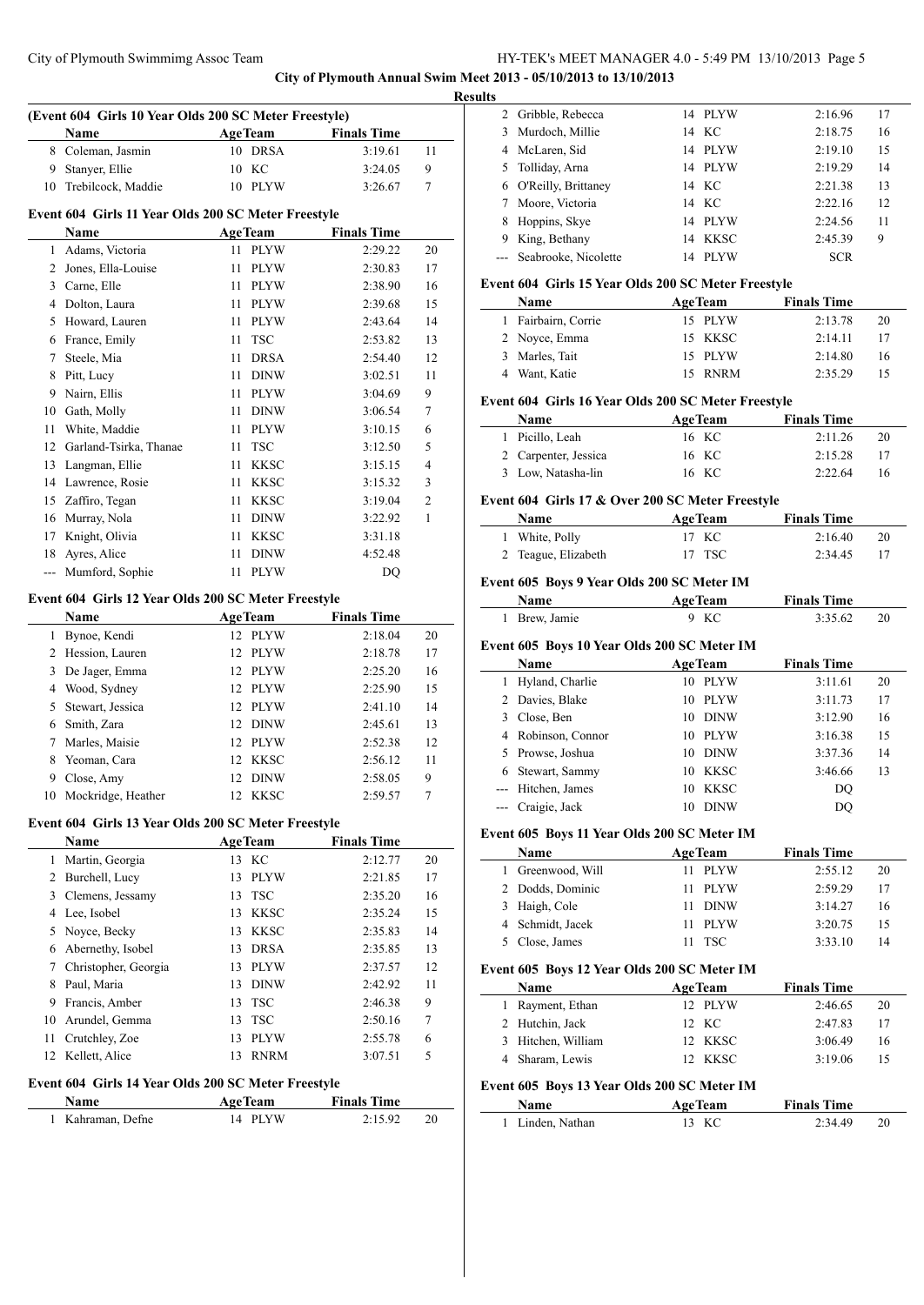## City of Plymouth Annual Swim Meet 2013 - 05/10/2013 to 13/10/2013

### Results

### (Event 604 Girls 10 Year Olds 200 SC Meter Freestyle)

| | Name | AgeTeam | | Finals Time | |
|---|---|---|---|---|---|
| 8 | Coleman, Jasmin | 10 | DRSA | 3:19.61 | 11 |
| 9 | Stanyer, Ellie | 10 | KC | 3:24.05 | 9 |
| 10 | Trebilcock, Maddie | 10 | PLYW | 3:26.67 | 7 |

### Event 604 Girls 11 Year Olds 200 SC Meter Freestyle

| | Name | AgeTeam | | Finals Time | |
|---|---|---|---|---|---|
| 1 | Adams, Victoria | 11 | PLYW | 2:29.22 | 20 |
| 2 | Jones, Ella-Louise | 11 | PLYW | 2:30.83 | 17 |
| 3 | Carne, Elle | 11 | PLYW | 2:38.90 | 16 |
| 4 | Dolton, Laura | 11 | PLYW | 2:39.68 | 15 |
| 5 | Howard, Lauren | 11 | PLYW | 2:43.64 | 14 |
| 6 | France, Emily | 11 | TSC | 2:53.82 | 13 |
| 7 | Steele, Mia | 11 | DRSA | 2:54.40 | 12 |
| 8 | Pitt, Lucy | 11 | DINW | 3:02.51 | 11 |
| 9 | Nairn, Ellis | 11 | PLYW | 3:04.69 | 9 |
| 10 | Gath, Molly | 11 | DINW | 3:06.54 | 7 |
| 11 | White, Maddie | 11 | PLYW | 3:10.15 | 6 |
| 12 | Garland-Tsirka, Thanae | 11 | TSC | 3:12.50 | 5 |
| 13 | Langman, Ellie | 11 | KKSC | 3:15.15 | 4 |
| 14 | Lawrence, Rosie | 11 | KKSC | 3:15.32 | 3 |
| 15 | Zaffiro, Tegan | 11 | KKSC | 3:19.04 | 2 |
| 16 | Murray, Nola | 11 | DINW | 3:22.92 | 1 |
| 17 | Knight, Olivia | 11 | KKSC | 3:31.18 | |
| 18 | Ayres, Alice | 11 | DINW | 4:52.48 | |
| --- | Mumford, Sophie | 11 | PLYW | DQ | |

### Event 604 Girls 12 Year Olds 200 SC Meter Freestyle

| | Name | AgeTeam | | Finals Time | |
|---|---|---|---|---|---|
| 1 | Bynoe, Kendi | 12 | PLYW | 2:18.04 | 20 |
| 2 | Hession, Lauren | 12 | PLYW | 2:18.78 | 17 |
| 3 | De Jager, Emma | 12 | PLYW | 2:25.20 | 16 |
| 4 | Wood, Sydney | 12 | PLYW | 2:25.90 | 15 |
| 5 | Stewart, Jessica | 12 | PLYW | 2:41.10 | 14 |
| 6 | Smith, Zara | 12 | DINW | 2:45.61 | 13 |
| 7 | Marles, Maisie | 12 | PLYW | 2:52.38 | 12 |
| 8 | Yeoman, Cara | 12 | KKSC | 2:56.12 | 11 |
| 9 | Close, Amy | 12 | DINW | 2:58.05 | 9 |
| 10 | Mockridge, Heather | 12 | KKSC | 2:59.57 | 7 |

### Event 604 Girls 13 Year Olds 200 SC Meter Freestyle

| | Name | AgeTeam | | Finals Time | |
|---|---|---|---|---|---|
| 1 | Martin, Georgia | 13 | KC | 2:12.77 | 20 |
| 2 | Burchell, Lucy | 13 | PLYW | 2:21.85 | 17 |
| 3 | Clemens, Jessamy | 13 | TSC | 2:35.20 | 16 |
| 4 | Lee, Isobel | 13 | KKSC | 2:35.24 | 15 |
| 5 | Noyce, Becky | 13 | KKSC | 2:35.83 | 14 |
| 6 | Abernethy, Isobel | 13 | DRSA | 2:35.85 | 13 |
| 7 | Christopher, Georgia | 13 | PLYW | 2:37.57 | 12 |
| 8 | Paul, Maria | 13 | DINW | 2:42.92 | 11 |
| 9 | Francis, Amber | 13 | TSC | 2:46.38 | 9 |
| 10 | Arundel, Gemma | 13 | TSC | 2:50.16 | 7 |
| 11 | Crutchley, Zoe | 13 | PLYW | 2:55.78 | 6 |
| 12 | Kellett, Alice | 13 | RNRM | 3:07.51 | 5 |

### Event 604 Girls 14 Year Olds 200 SC Meter Freestyle

| | Name | AgeTeam | | Finals Time | |
|---|---|---|---|---|---|
| 1 | Kahraman, Defne | 14 | PLYW | 2:15.92 | 20 |
| 2 | Gribble, Rebecca | 14 | PLYW | 2:16.96 | 17 |
| 3 | Murdoch, Millie | 14 | KC | 2:18.75 | 16 |
| 4 | McLaren, Sid | 14 | PLYW | 2:19.10 | 15 |
| 5 | Tolliday, Arna | 14 | PLYW | 2:19.29 | 14 |
| 6 | O'Reilly, Brittaney | 14 | KC | 2:21.38 | 13 |
| 7 | Moore, Victoria | 14 | KC | 2:22.16 | 12 |
| 8 | Hoppins, Skye | 14 | PLYW | 2:24.56 | 11 |
| 9 | King, Bethany | 14 | KKSC | 2:45.39 | 9 |
| --- | Seabrooke, Nicolette | 14 | PLYW | SCR | |

### Event 604 Girls 15 Year Olds 200 SC Meter Freestyle

| | Name | AgeTeam | | Finals Time | |
|---|---|---|---|---|---|
| 1 | Fairbairn, Corrie | 15 | PLYW | 2:13.78 | 20 |
| 2 | Noyce, Emma | 15 | KKSC | 2:14.11 | 17 |
| 3 | Marles, Tait | 15 | PLYW | 2:14.80 | 16 |
| 4 | Want, Katie | 15 | RNRM | 2:35.29 | 15 |

### Event 604 Girls 16 Year Olds 200 SC Meter Freestyle

| | Name | AgeTeam | | Finals Time | |
|---|---|---|---|---|---|
| 1 | Picillo, Leah | 16 | KC | 2:11.26 | 20 |
| 2 | Carpenter, Jessica | 16 | KC | 2:15.28 | 17 |
| 3 | Low, Natasha-lin | 16 | KC | 2:22.64 | 16 |

### Event 604 Girls 17 & Over 200 SC Meter Freestyle

| | Name | AgeTeam | | Finals Time | |
|---|---|---|---|---|---|
| 1 | White, Polly | 17 | KC | 2:16.40 | 20 |
| 2 | Teague, Elizabeth | 17 | TSC | 2:34.45 | 17 |

### Event 605 Boys 9 Year Olds 200 SC Meter IM

| | Name | AgeTeam | | Finals Time | |
|---|---|---|---|---|---|
| 1 | Brew, Jamie | 9 | KC | 3:35.62 | 20 |

### Event 605 Boys 10 Year Olds 200 SC Meter IM

| | Name | AgeTeam | | Finals Time | |
|---|---|---|---|---|---|
| 1 | Hyland, Charlie | 10 | PLYW | 3:11.61 | 20 |
| 2 | Davies, Blake | 10 | PLYW | 3:11.73 | 17 |
| 3 | Close, Ben | 10 | DINW | 3:12.90 | 16 |
| 4 | Robinson, Connor | 10 | PLYW | 3:16.38 | 15 |
| 5 | Prowse, Joshua | 10 | DINW | 3:37.36 | 14 |
| 6 | Stewart, Sammy | 10 | KKSC | 3:46.66 | 13 |
| --- | Hitchen, James | 10 | KKSC | DQ | |
| --- | Craigie, Jack | 10 | DINW | DQ | |

### Event 605 Boys 11 Year Olds 200 SC Meter IM

| | Name | AgeTeam | | Finals Time | |
|---|---|---|---|---|---|
| 1 | Greenwood, Will | 11 | PLYW | 2:55.12 | 20 |
| 2 | Dodds, Dominic | 11 | PLYW | 2:59.29 | 17 |
| 3 | Haigh, Cole | 11 | DINW | 3:14.27 | 16 |
| 4 | Schmidt, Jacek | 11 | PLYW | 3:20.75 | 15 |
| 5 | Close, James | 11 | TSC | 3:33.10 | 14 |

### Event 605 Boys 12 Year Olds 200 SC Meter IM

| | Name | AgeTeam | | Finals Time | |
|---|---|---|---|---|---|
| 1 | Rayment, Ethan | 12 | PLYW | 2:46.65 | 20 |
| 2 | Hutchin, Jack | 12 | KC | 2:47.83 | 17 |
| 3 | Hitchen, William | 12 | KKSC | 3:06.49 | 16 |
| 4 | Sharam, Lewis | 12 | KKSC | 3:19.06 | 15 |

### Event 605 Boys 13 Year Olds 200 SC Meter IM

| | Name | AgeTeam | | Finals Time | |
|---|---|---|---|---|---|
| 1 | Linden, Nathan | 13 | KC | 2:34.49 | 20 |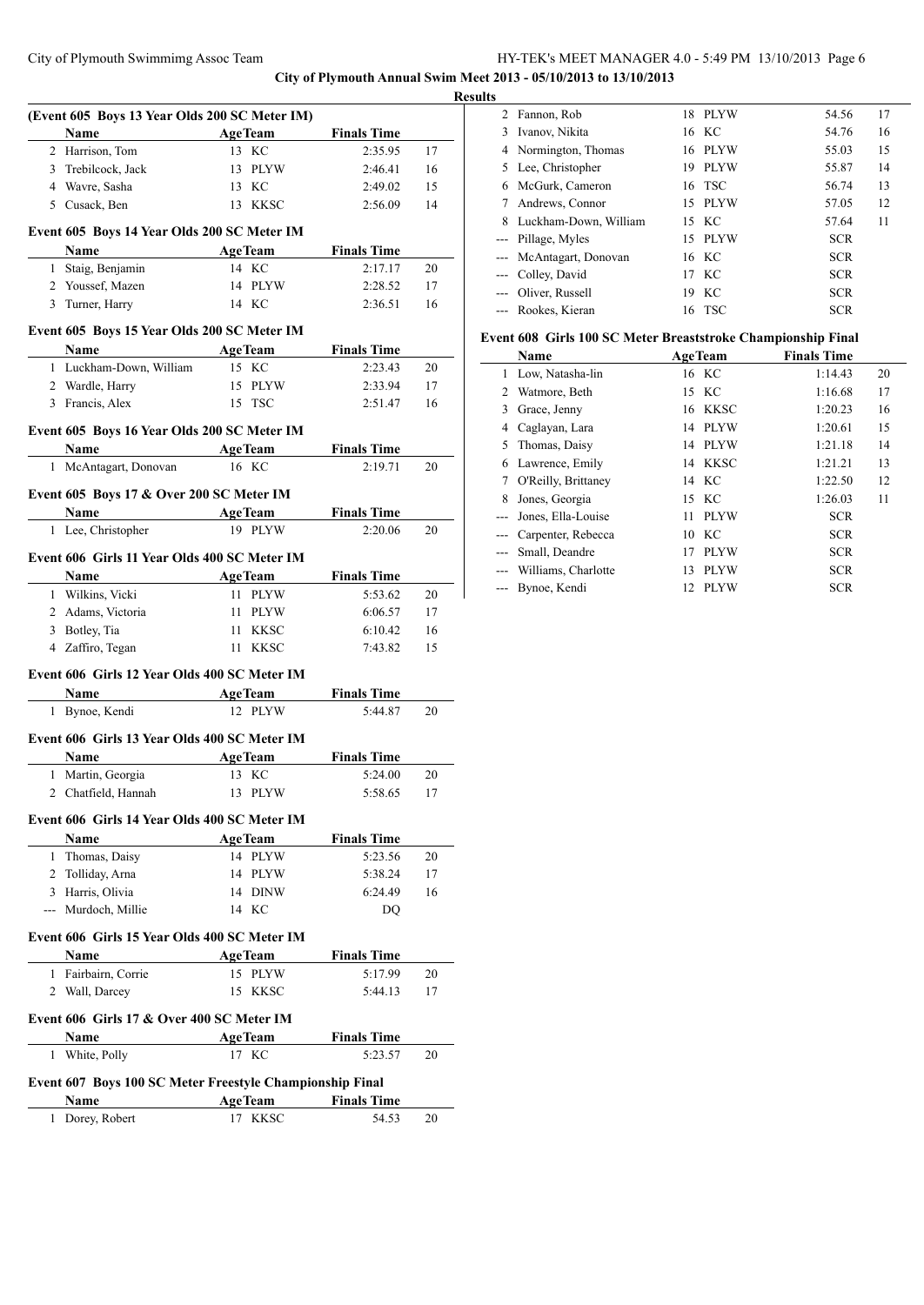**Results**

**(Event 605 Boys 13 Year Olds 200 SC Meter IM)**

| | Name | Age | Team | Finals Time | |
|---|---|---|---|---|---|
| 2 | Harrison, Tom | 13 | KC | 2:35.95 | 17 |
| 3 | Trebilcock, Jack | 13 | PLYW | 2:46.41 | 16 |
| 4 | Wavre, Sasha | 13 | KC | 2:49.02 | 15 |
| 5 | Cusack, Ben | 13 | KKSC | 2:56.09 | 14 |

**Event 605 Boys 14 Year Olds 200 SC Meter IM**

| | Name | Age | Team | Finals Time | |
|---|---|---|---|---|---|
| 1 | Staig, Benjamin | 14 | KC | 2:17.17 | 20 |
| 2 | Youssef, Mazen | 14 | PLYW | 2:28.52 | 17 |
| 3 | Turner, Harry | 14 | KC | 2:36.51 | 16 |

**Event 605 Boys 15 Year Olds 200 SC Meter IM**

| | Name | Age | Team | Finals Time | |
|---|---|---|---|---|---|
| 1 | Luckham-Down, William | 15 | KC | 2:23.43 | 20 |
| 2 | Wardle, Harry | 15 | PLYW | 2:33.94 | 17 |
| 3 | Francis, Alex | 15 | TSC | 2:51.47 | 16 |

**Event 605 Boys 16 Year Olds 200 SC Meter IM**

| | Name | Age | Team | Finals Time | |
|---|---|---|---|---|---|
| 1 | McAntagart, Donovan | 16 | KC | 2:19.71 | 20 |

**Event 605 Boys 17 & Over 200 SC Meter IM**

| | Name | Age | Team | Finals Time | |
|---|---|---|---|---|---|
| 1 | Lee, Christopher | 19 | PLYW | 2:20.06 | 20 |

**Event 606 Girls 11 Year Olds 400 SC Meter IM**

| | Name | Age | Team | Finals Time | |
|---|---|---|---|---|---|
| 1 | Wilkins, Vicki | 11 | PLYW | 5:53.62 | 20 |
| 2 | Adams, Victoria | 11 | PLYW | 6:06.57 | 17 |
| 3 | Botley, Tia | 11 | KKSC | 6:10.42 | 16 |
| 4 | Zaffiro, Tegan | 11 | KKSC | 7:43.82 | 15 |

**Event 606 Girls 12 Year Olds 400 SC Meter IM**

| | Name | Age | Team | Finals Time | |
|---|---|---|---|---|---|
| 1 | Bynoe, Kendi | 12 | PLYW | 5:44.87 | 20 |

**Event 606 Girls 13 Year Olds 400 SC Meter IM**

| | Name | Age | Team | Finals Time | |
|---|---|---|---|---|---|
| 1 | Martin, Georgia | 13 | KC | 5:24.00 | 20 |
| 2 | Chatfield, Hannah | 13 | PLYW | 5:58.65 | 17 |

**Event 606 Girls 14 Year Olds 400 SC Meter IM**

| | Name | Age | Team | Finals Time | |
|---|---|---|---|---|---|
| 1 | Thomas, Daisy | 14 | PLYW | 5:23.56 | 20 |
| 2 | Tolliday, Arna | 14 | PLYW | 5:38.24 | 17 |
| 3 | Harris, Olivia | 14 | DINW | 6:24.49 | 16 |
| --- | Murdoch, Millie | 14 | KC | DQ | |

**Event 606 Girls 15 Year Olds 400 SC Meter IM**

| | Name | Age | Team | Finals Time | |
|---|---|---|---|---|---|
| 1 | Fairbairn, Corrie | 15 | PLYW | 5:17.99 | 20 |
| 2 | Wall, Darcey | 15 | KKSC | 5:44.13 | 17 |

**Event 606 Girls 17 & Over 400 SC Meter IM**

| | Name | Age | Team | Finals Time | |
|---|---|---|---|---|---|
| 1 | White, Polly | 17 | KC | 5:23.57 | 20 |

**Event 607 Boys 100 SC Meter Freestyle Championship Final**

| | Name | Age | Team | Finals Time | |
|---|---|---|---|---|---|
| 1 | Dorey, Robert | 17 | KKSC | 54.53 | 20 |
| 2 | Fannon, Rob | 18 | PLYW | 54.56 | 17 |
| 3 | Ivanov, Nikita | 16 | KC | 54.76 | 16 |
| 4 | Normington, Thomas | 16 | PLYW | 55.03 | 15 |
| 5 | Lee, Christopher | 19 | PLYW | 55.87 | 14 |
| 6 | McGurk, Cameron | 16 | TSC | 56.74 | 13 |
| 7 | Andrews, Connor | 15 | PLYW | 57.05 | 12 |
| 8 | Luckham-Down, William | 15 | KC | 57.64 | 11 |
| --- | Pillage, Myles | 15 | PLYW | SCR | |
| --- | McAntagart, Donovan | 16 | KC | SCR | |
| --- | Colley, David | 17 | KC | SCR | |
| --- | Oliver, Russell | 19 | KC | SCR | |
| --- | Rookes, Kieran | 16 | TSC | SCR | |

**Event 608 Girls 100 SC Meter Breaststroke Championship Final**

| | Name | Age | Team | Finals Time | |
|---|---|---|---|---|---|
| 1 | Low, Natasha-lin | 16 | KC | 1:14.43 | 20 |
| 2 | Watmore, Beth | 15 | KC | 1:16.68 | 17 |
| 3 | Grace, Jenny | 16 | KKSC | 1:20.23 | 16 |
| 4 | Caglayan, Lara | 14 | PLYW | 1:20.61 | 15 |
| 5 | Thomas, Daisy | 14 | PLYW | 1:21.18 | 14 |
| 6 | Lawrence, Emily | 14 | KKSC | 1:21.21 | 13 |
| 7 | O'Reilly, Brittaney | 14 | KC | 1:22.50 | 12 |
| 8 | Jones, Georgia | 15 | KC | 1:26.03 | 11 |
| --- | Jones, Ella-Louise | 11 | PLYW | SCR | |
| --- | Carpenter, Rebecca | 10 | KC | SCR | |
| --- | Small, Deandre | 17 | PLYW | SCR | |
| --- | Williams, Charlotte | 13 | PLYW | SCR | |
| --- | Bynoe, Kendi | 12 | PLYW | SCR | |